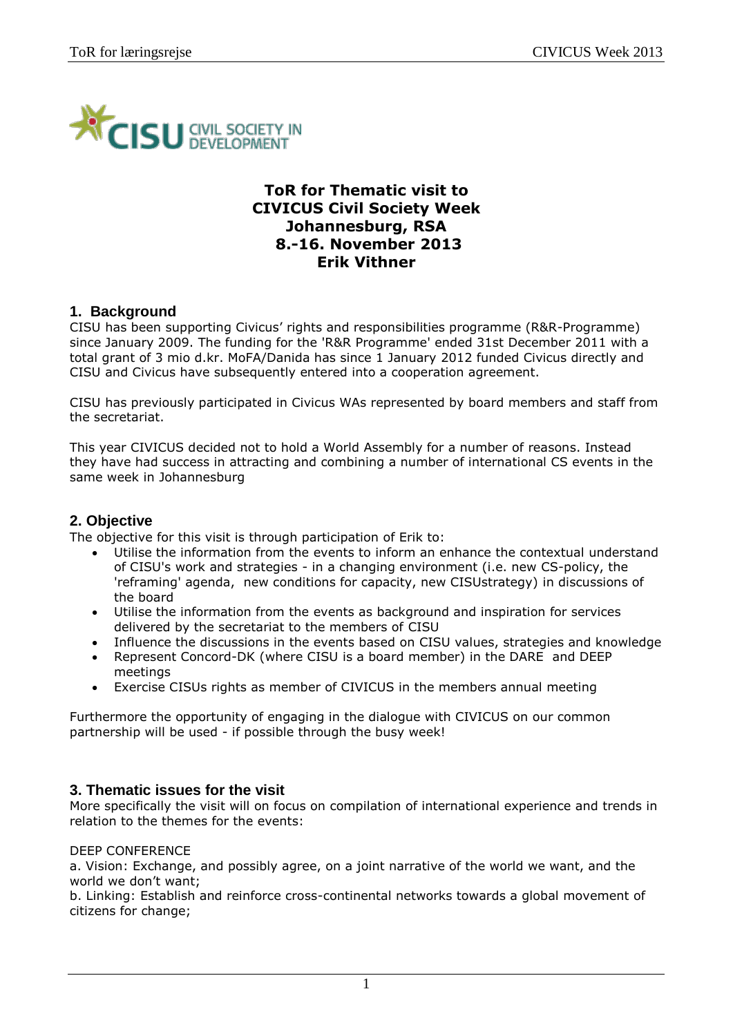# ToR for Thematic visit to CIVICUS Civil Society Week Johannesburg, RSA 8.-16. November 2013 Erik Vithner

## 1. Background

CISU has been supporting Civicus' rights and responsibilities programme (R&R-Programme) since January 2009. The funding for the 'R&R Programme' ended 31st December 2011 with a total grant of 3 mio d.kr. MoFA/Danida has since 1 January 2012 funded Civicus directly and CISU and Civicus have subsequently entered into a cooperation agreement.

CISU has previously participated in Civicus WAs represented by board members and staff from the secretariat.

This year CIVICUS decided not to hold a World Assembly for a number of reasons. Instead they have had success in attracting and combining a number of international CS events in the same week in Johannesburg

## 2. Objective

The objective for this visit is through participation of Erik to:

- Utilise the information from the events to inform an enhance the contextual understand of CISU's work and strategies - in a changing environment (i.e. new CS-policy, the 'reframing' agenda, new conditions for capacity, new CISUstrategy) in discussions of the board
- Utilise the information from the events as background and inspiration for services delivered by the secretariat to the members of CISU
- Influence the discussions in the events based on CISU values, strategies and knowledge
- Represent Concord-DK (where CISU is a board member) in the DARE and DEEP meetings
- Exercise CISUs rights as member of CIVICUS in the members annual meeting

Furthermore the opportunity of engaging in the dialogue with CIVICUS on our common partnership will be used - if possible through the busy week!

## 3. Thematic issues for the visit

More specifically the visit will on focus on compilation of international experience and trends in relation to the themes for the events:

DEEP CONFERENCE

a. Vision: Exchange, and possibly agree, on a joint narrative of the world we want, and the world we don't want;

b. Linking: Establish and reinforce cross-continental networks towards a global movement of citizens for change;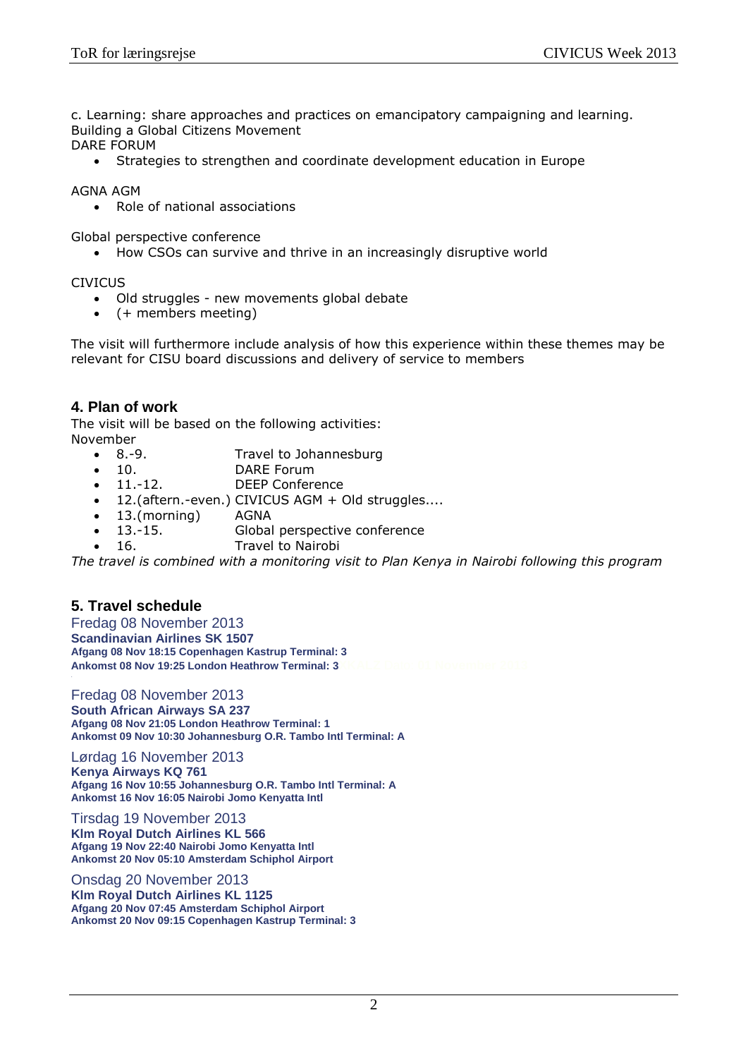c. Learning: share approaches and practices on emancipatory campaigning and learning. Building a Global Citizens Movement

DARE FORUM

- Strategies to strengthen and coordinate development education in Europe

AGNA AGM

- Role of national associations

Global perspective conference

- How CSOs can survive and thrive in an increasingly disruptive world

CIVICUS

- Old struggles - new movements global debate
- (+ members meeting)

The visit will furthermore include analysis of how this experience within these themes may be relevant for CISU board discussions and delivery of service to members

## 4. Plan of work

The visit will be based on the following activities:

November

- 8.-9. Travel to Johannesburg
- 10. DARE Forum
- 11.-12. DEEP Conference
- 12.(aftern.-even.) CIVICUS AGM + Old struggles....
- 13.(morning) AGNA
- 13.-15. Global perspective conference
- 16. Travel to Nairobi

*The travel is combined with a monitoring visit to Plan Kenya in Nairobi following this program*

## 5. Travel schedule

Fredag 08 November 2013

**Scandinavian Airlines SK 1507**
**Afgang 08 Nov 18:15 Copenhagen Kastrup Terminal: 3**
**Ankomst 08 Nov 19:25 London Heathrow Terminal: 3**

Fredag 08 November 2013

**South African Airways SA 237**
**Afgang 08 Nov 21:05 London Heathrow Terminal: 1**
**Ankomst 09 Nov 10:30 Johannesburg O.R. Tambo Intl Terminal: A**

Lørdag 16 November 2013

**Kenya Airways KQ 761**
**Afgang 16 Nov 10:55 Johannesburg O.R. Tambo Intl Terminal: A**
**Ankomst 16 Nov 16:05 Nairobi Jomo Kenyatta Intl**

Tirsdag 19 November 2013

**Klm Royal Dutch Airlines KL 566**
**Afgang 19 Nov 22:40 Nairobi Jomo Kenyatta Intl**
**Ankomst 20 Nov 05:10 Amsterdam Schiphol Airport**

Onsdag 20 November 2013

**Klm Royal Dutch Airlines KL 1125**
**Afgang 20 Nov 07:45 Amsterdam Schiphol Airport**
**Ankomst 20 Nov 09:15 Copenhagen Kastrup Terminal: 3**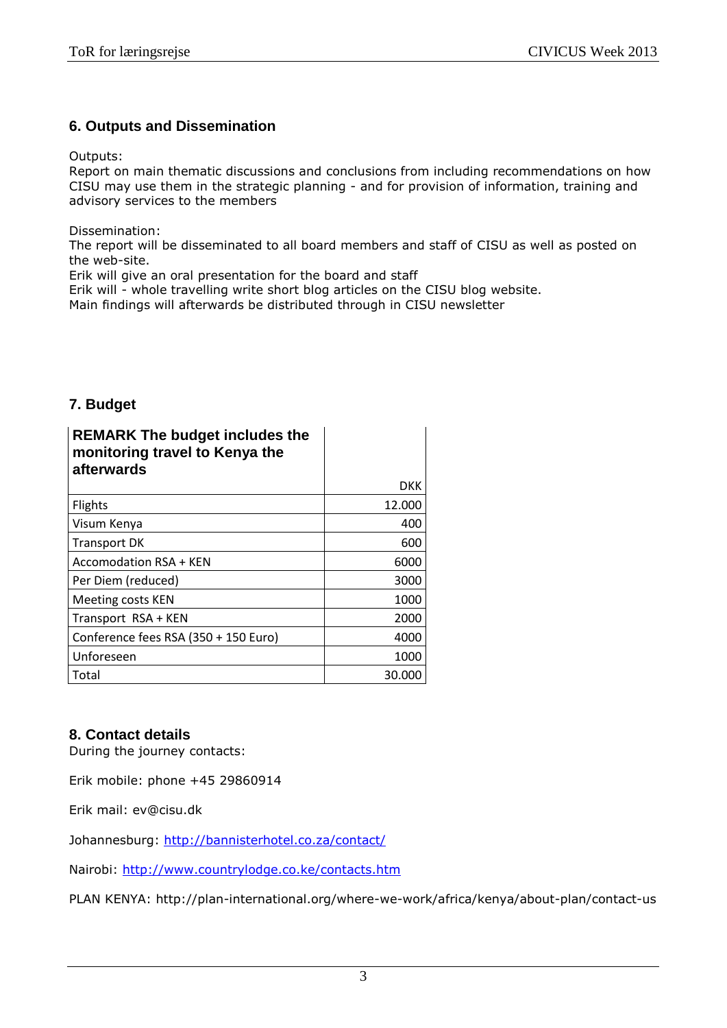## 6. Outputs and Dissemination

Outputs:
Report on main thematic discussions and conclusions from including recommendations on how CISU may use them in the strategic planning - and for provision of information, training and advisory services to the members

Dissemination:
The report will be disseminated to all board members and staff of CISU as well as posted on the web-site.
Erik will give an oral presentation for the board and staff
Erik will - whole travelling write short blog articles on the CISU blog website.
Main findings will afterwards be distributed through in CISU newsletter

## 7. Budget

| **REMARK The budget includes the monitoring travel to Kenya the afterwards** | DKK |
|---|---|
| Flights | 12.000 |
| Visum Kenya | 400 |
| Transport DK | 600 |
| Accomodation RSA + KEN | 6000 |
| Per Diem (reduced) | 3000 |
| Meeting costs KEN | 1000 |
| Transport RSA + KEN | 2000 |
| Conference fees RSA (350 + 150 Euro) | 4000 |
| Unforeseen | 1000 |
| Total | 30.000 |

## 8. Contact details

During the journey contacts:

Erik mobile: phone +45 29860914

Erik mail: ev@cisu.dk

Johannesburg: http://bannisterhotel.co.za/contact/

Nairobi: http://www.countrylodge.co.ke/contacts.htm

PLAN KENYA: http://plan-international.org/where-we-work/africa/kenya/about-plan/contact-us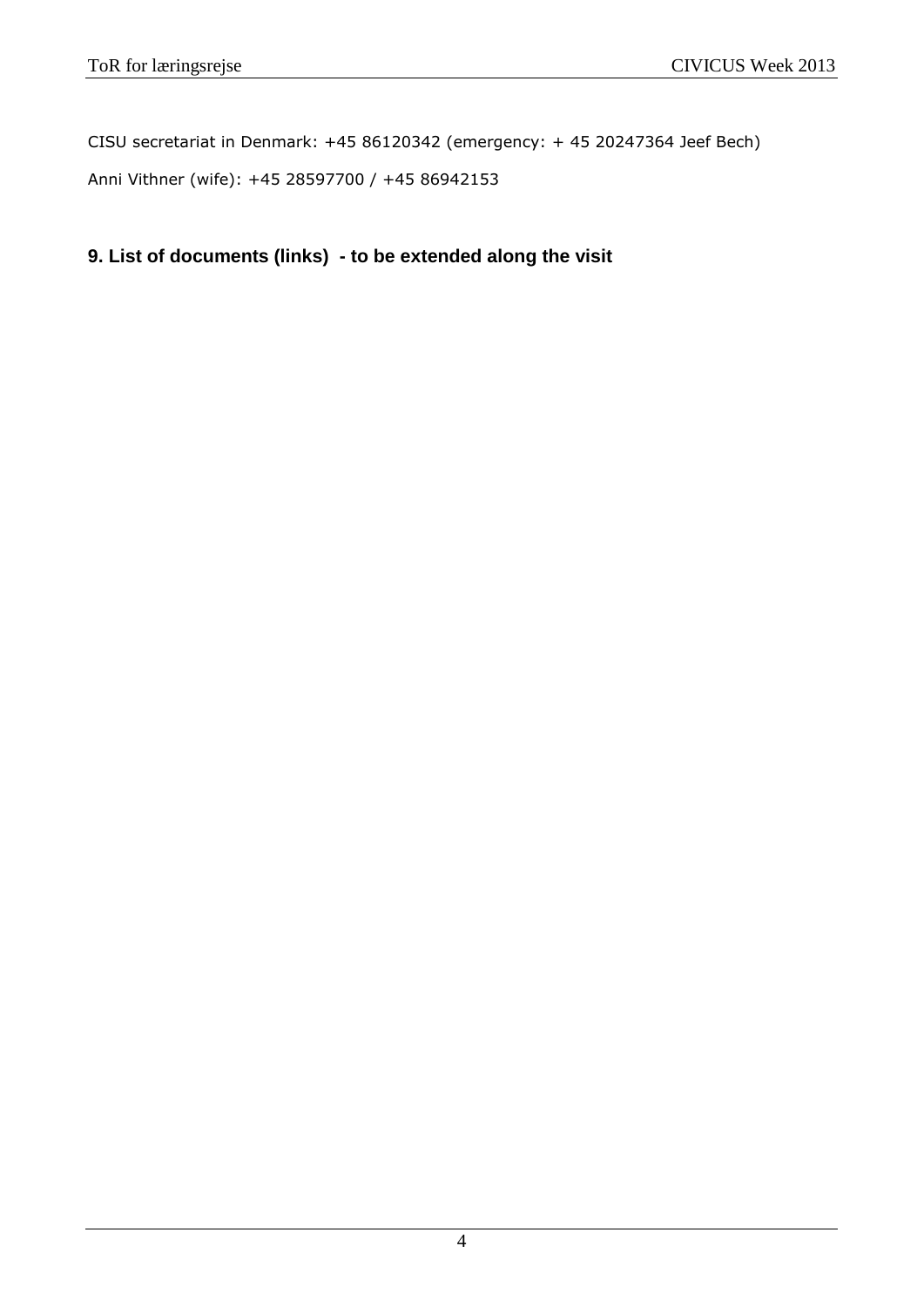CISU secretariat in Denmark: +45 86120342 (emergency: + 45 20247364 Jeef Bech)

Anni Vithner (wife): +45 28597700 / +45 86942153

## 9. List of documents (links) - to be extended along the visit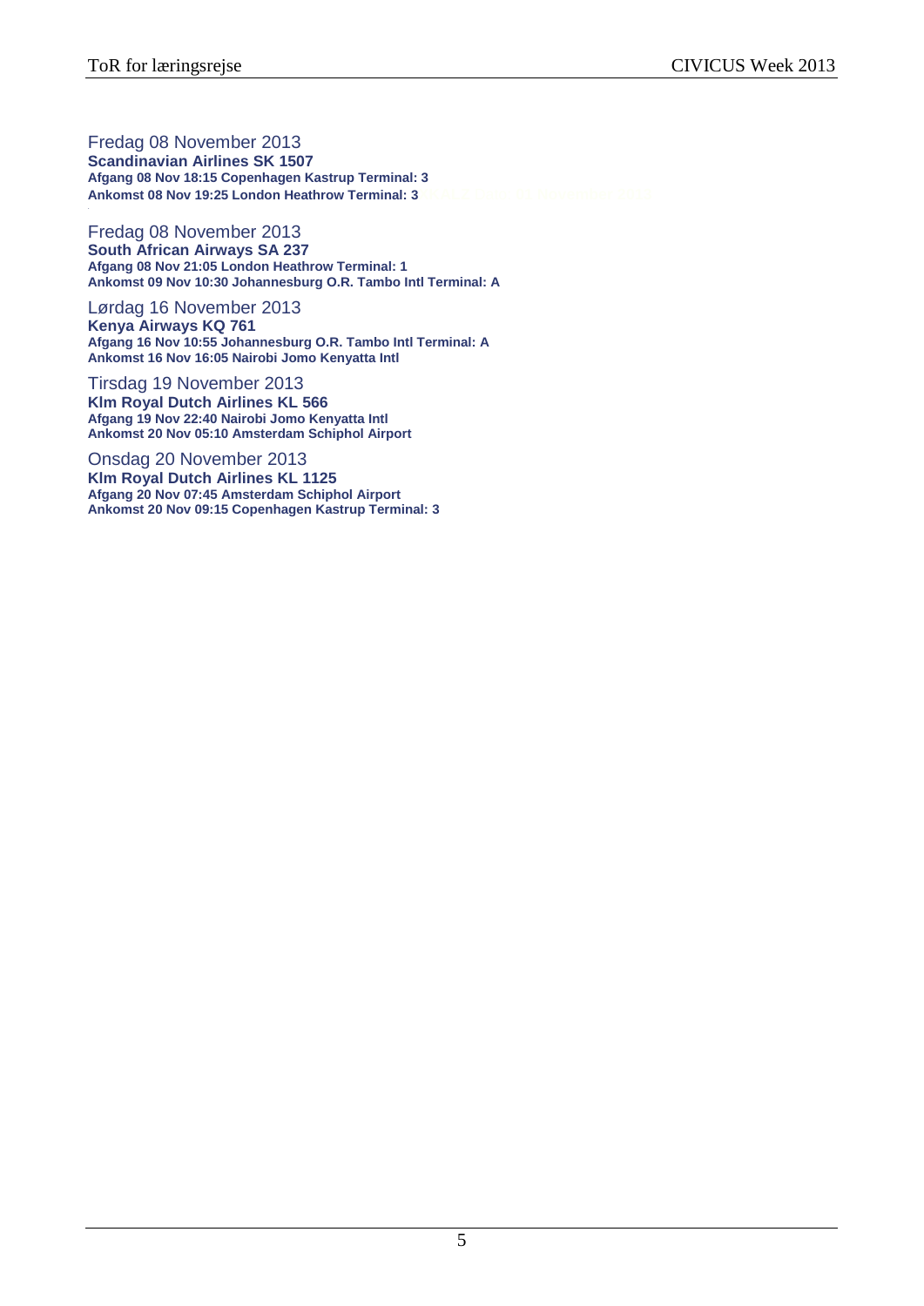Fredag 08 November 2013

**Scandinavian Airlines SK 1507**

**Afgang 08 Nov 18:15 Copenhagen Kastrup Terminal: 3**

**Ankomst 08 Nov 19:25 London Heathrow Terminal: 3**

Fredag 08 November 2013

**South African Airways SA 237**

**Afgang 08 Nov 21:05 London Heathrow Terminal: 1**

**Ankomst 09 Nov 10:30 Johannesburg O.R. Tambo Intl Terminal: A**

Lørdag 16 November 2013

**Kenya Airways KQ 761**

**Afgang 16 Nov 10:55 Johannesburg O.R. Tambo Intl Terminal: A**

**Ankomst 16 Nov 16:05 Nairobi Jomo Kenyatta Intl**

Tirsdag 19 November 2013

**Klm Royal Dutch Airlines KL 566**

**Afgang 19 Nov 22:40 Nairobi Jomo Kenyatta Intl**

**Ankomst 20 Nov 05:10 Amsterdam Schiphol Airport**

Onsdag 20 November 2013

**Klm Royal Dutch Airlines KL 1125**

**Afgang 20 Nov 07:45 Amsterdam Schiphol Airport**

**Ankomst 20 Nov 09:15 Copenhagen Kastrup Terminal: 3**